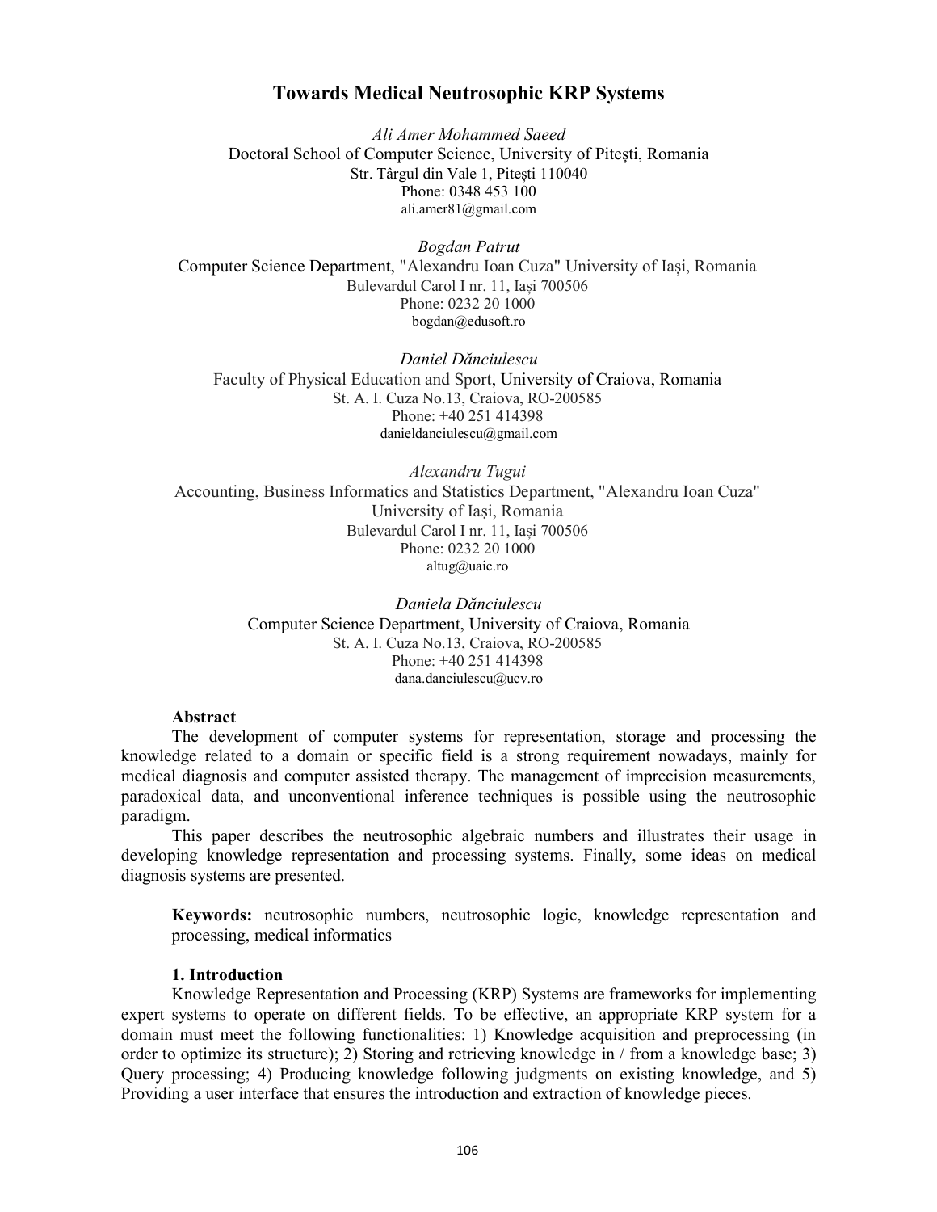# Towards Medical Neutrosophic KRP Systems

*Ali Amer Mohammed Saeed*
Doctoral School of Computer Science, University of Pitești, Romania
Str. Târgul din Vale 1, Pitești 110040
Phone: 0348 453 100
ali.amer81@gmail.com

*Bogdan Patrut*
Computer Science Department, "Alexandru Ioan Cuza" University of Iași, Romania
Bulevardul Carol I nr. 11, Iași 700506
Phone: 0232 20 1000
bogdan@edusoft.ro

*Daniel Dănciulescu*
Faculty of Physical Education and Sport, University of Craiova, Romania
St. A. I. Cuza No.13, Craiova, RO-200585
Phone: +40 251 414398
danieldanciulescu@gmail.com

*Alexandru Tugui*
Accounting, Business Informatics and Statistics Department, "Alexandru Ioan Cuza" University of Iași, Romania
Bulevardul Carol I nr. 11, Iași 700506
Phone: 0232 20 1000
altug@uaic.ro

*Daniela Dănciulescu*
Computer Science Department, University of Craiova, Romania
St. A. I. Cuza No.13, Craiova, RO-200585
Phone: +40 251 414398
dana.danciulescu@ucv.ro

**Abstract**

The development of computer systems for representation, storage and processing the knowledge related to a domain or specific field is a strong requirement nowadays, mainly for medical diagnosis and computer assisted therapy. The management of imprecision measurements, paradoxical data, and unconventional inference techniques is possible using the neutrosophic paradigm.

This paper describes the neutrosophic algebraic numbers and illustrates their usage in developing knowledge representation and processing systems. Finally, some ideas on medical diagnosis systems are presented.

**Keywords:** neutrosophic numbers, neutrosophic logic, knowledge representation and processing, medical informatics

## 1. Introduction

Knowledge Representation and Processing (KRP) Systems are frameworks for implementing expert systems to operate on different fields. To be effective, an appropriate KRP system for a domain must meet the following functionalities: 1) Knowledge acquisition and preprocessing (in order to optimize its structure); 2) Storing and retrieving knowledge in / from a knowledge base; 3) Query processing; 4) Producing knowledge following judgments on existing knowledge, and 5) Providing a user interface that ensures the introduction and extraction of knowledge pieces.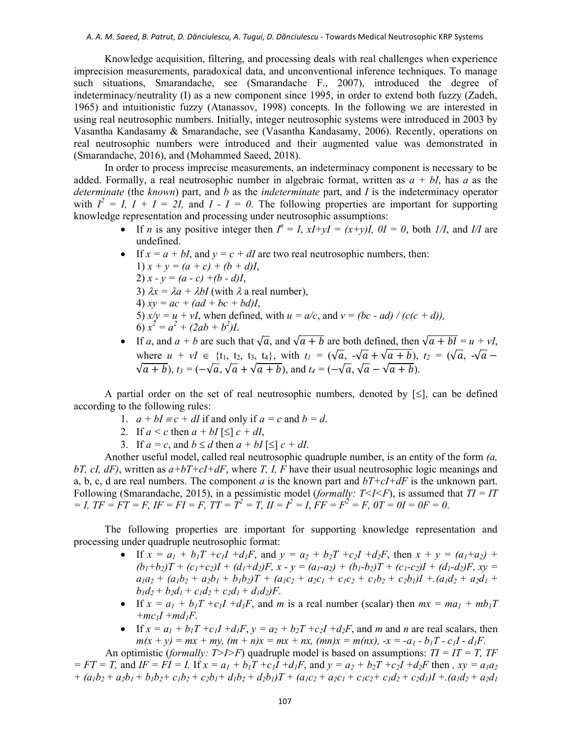Knowledge acquisition, filtering, and processing deals with real challenges when experience imprecision measurements, paradoxical data, and unconventional inference techniques. To manage such situations, Smarandache, see (Smarandache F., 2007), introduced the degree of indeterminacy/neutrality (I) as a new component since 1995, in order to extend both fuzzy (Zadeh, 1965) and intuitionistic fuzzy (Atanassov, 1998) concepts. In the following we are interested in using real neutrosophic numbers. Initially, integer neutrosophic systems were introduced in 2003 by Vasantha Kandasamy & Smarandache, see (Vasantha Kandasamy, 2006). Recently, operations on real neutrosophic numbers were introduced and their augmented value was demonstrated in (Smarandache, 2016), and (Mohammed Saeed, 2018).

In order to process imprecise measurements, an indeterminacy component is necessary to be added. Formally, a real neutrosophic number in algebraic format, written as $a + bI$, has $a$ as the *determinate* (the *known*) part, and $b$ as the *indeterminate* part, and $I$ is the indeterminacy operator with $I^2 = I$, $I + I = 2I$, and $I - I = 0$. The following properties are important for supporting knowledge representation and processing under neutrosophic assumptions:

- If $n$ is any positive integer then $I^n = I$, $xI+yI = (x+y)I$, $0I = 0$, both $1/I$, and $I/I$ are undefined.
- If $x = a + bI$, and $y = c + dI$ are two real neutrosophic numbers, then:
  1) $x + y = (a + c) + (b + d)I$,
  2) $x - y = (a - c) + (b - d)I$,
  3) $\lambda x = \lambda a + \lambda bI$ (with $\lambda$ a real number),
  4) $xy = ac + (ad + bc + bd)I$,
  5) $x/y = u + vI$, when defined, with $u = a/c$, and $v = (bc - ad) / (c(c + d))$,
  6) $x^2 = a^2 + (2ab + b^2)I$.
- If $a$, and $a + b$ are such that $\sqrt{a}$, and $\sqrt{a+b}$ are both defined, then $\sqrt{a+bI} = u + vI$, where $u + vI \in \{t_1, t_2, t_3, t_4\}$, with $t_1 = (\sqrt{a}, -\sqrt{a}+\sqrt{a+b})$, $t_2 = (\sqrt{a}, -\sqrt{a}-\sqrt{a+b})$, $t_3 = (-\sqrt{a}, \sqrt{a}+\sqrt{a+b})$, and $t_4 = (-\sqrt{a}, \sqrt{a}-\sqrt{a+b})$.

A partial order on the set of real neutrosophic numbers, denoted by [≤], can be defined according to the following rules:

1. $a + bI \equiv c + dI$ if and only if $a = c$ and $b = d$.
2. If $a < c$ then $a + bI$ [≤] $c + dI$,
3. If $a = c$, and $b \leq d$ then $a + bI$ [≤] $c + dI$.

Another useful model, called real neutrosophic quadruple number, is an entity of the form $(a, bT, cI, dF)$, written as $a+bT+cI+dF$, where $T, I, F$ have their usual neutrosophic logic meanings and a, b, c, d are real numbers. The component $a$ is the known part and $bT+cI+dF$ is the unknown part. Following (Smarandache, 2015), in a pessimistic model (*formally: T<I<F*), is assumed that $TI = IT = I$, $TF = FT = F$, $IF = FI = F$, $TT = T^2 = T$, $II = I^2 = I$, $FF = F^2 = F$, $0T = 0I = 0F = 0$.

The following properties are important for supporting knowledge representation and processing under quadruple neutrosophic format:

- If $x = a_1 + b_1T + c_1I + d_1F$, and $y = a_2 + b_2T + c_2I + d_2F$, then $x + y = (a_1+a_2) + (b_1+b_2)T + (c_1+c_2)I + (d_1+d_2)F$, $x - y = (a_1-a_2) + (b_1-b_2)T + (c_1-c_2)I + (d_1-d_2)F$, $xy = a_1a_2 + (a_1b_2 + a_2b_1 + b_1b_2)T + (a_1c_2 + a_2c_1 + c_1c_2 + c_1b_2 + c_2b_1)I + .(a_1d_2 + a_2d_1 + b_1d_2 + b_2d_1 + c_1d_2 + c_2d_1 + d_1d_2)F$.
- If $x = a_1 + b_1T + c_1I + d_1F$, and $m$ is a real number (scalar) then $mx = ma_1 + mb_1T + mc_1I + md_1F$.
- If $x = a_1 + b_1T + c_1I + d_1F$, $y = a_2 + b_2T + c_2I + d_2F$, and $m$ and $n$ are real scalars, then $m(x + y) = mx + my$, $(m + n)x = mx + nx$, $(mn)x = m(nx)$, $-x = -a_1 - b_1T - c_1I - d_1F$.

An optimistic (*formally: T>I>F*) quadruple model is based on assumptions: $TI = IT = T$, $TF = FT = T$, and $IF = FI = I$. If $x = a_1 + b_1T + c_1I + d_1F$, and $y = a_2 + b_2T + c_2I + d_2F$ then , $xy = a_1a_2 + (a_1b_2 + a_2b_1 + b_1b_2 + c_1b_2 + c_2b_1 + d_1b_2 + d_2b_1)T + (a_1c_2 + a_2c_1 + c_1c_2 + c_1d_2 + c_2d_1)I + .(a_1d_2 + a_2d_1$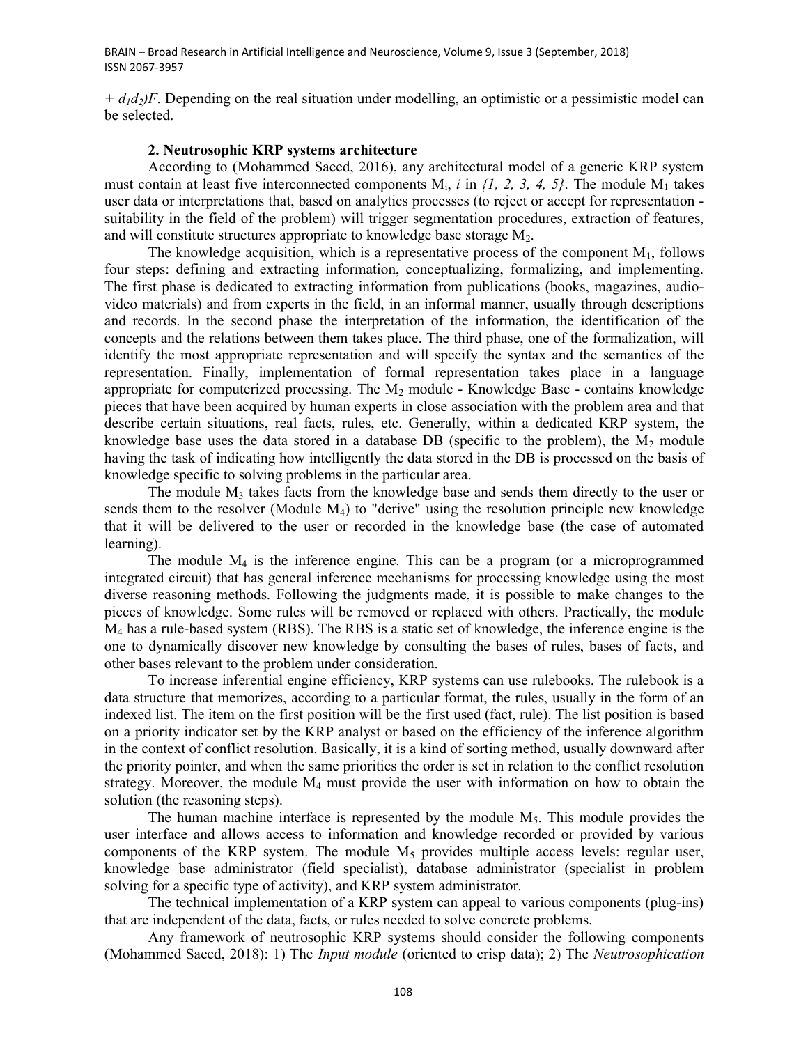$+ d_1d_2)F$. Depending on the real situation under modelling, an optimistic or a pessimistic model can be selected.

## 2. Neutrosophic KRP systems architecture

According to (Mohammed Saeed, 2016), any architectural model of a generic KRP system must contain at least five interconnected components $M_i$, $i$ in $\{1, 2, 3, 4, 5\}$. The module $M_1$ takes user data or interpretations that, based on analytics processes (to reject or accept for representation - suitability in the field of the problem) will trigger segmentation procedures, extraction of features, and will constitute structures appropriate to knowledge base storage $M_2$.

The knowledge acquisition, which is a representative process of the component $M_1$, follows four steps: defining and extracting information, conceptualizing, formalizing, and implementing. The first phase is dedicated to extracting information from publications (books, magazines, audio-video materials) and from experts in the field, in an informal manner, usually through descriptions and records. In the second phase the interpretation of the information, the identification of the concepts and the relations between them takes place. The third phase, one of the formalization, will identify the most appropriate representation and will specify the syntax and the semantics of the representation. Finally, implementation of formal representation takes place in a language appropriate for computerized processing. The $M_2$ module - Knowledge Base - contains knowledge pieces that have been acquired by human experts in close association with the problem area and that describe certain situations, real facts, rules, etc. Generally, within a dedicated KRP system, the knowledge base uses the data stored in a database DB (specific to the problem), the $M_2$ module having the task of indicating how intelligently the data stored in the DB is processed on the basis of knowledge specific to solving problems in the particular area.

The module $M_3$ takes facts from the knowledge base and sends them directly to the user or sends them to the resolver (Module $M_4$) to "derive" using the resolution principle new knowledge that it will be delivered to the user or recorded in the knowledge base (the case of automated learning).

The module $M_4$ is the inference engine. This can be a program (or a microprogrammed integrated circuit) that has general inference mechanisms for processing knowledge using the most diverse reasoning methods. Following the judgments made, it is possible to make changes to the pieces of knowledge. Some rules will be removed or replaced with others. Practically, the module $M_4$ has a rule-based system (RBS). The RBS is a static set of knowledge, the inference engine is the one to dynamically discover new knowledge by consulting the bases of rules, bases of facts, and other bases relevant to the problem under consideration.

To increase inferential engine efficiency, KRP systems can use rulebooks. The rulebook is a data structure that memorizes, according to a particular format, the rules, usually in the form of an indexed list. The item on the first position will be the first used (fact, rule). The list position is based on a priority indicator set by the KRP analyst or based on the efficiency of the inference algorithm in the context of conflict resolution. Basically, it is a kind of sorting method, usually downward after the priority pointer, and when the same priorities the order is set in relation to the conflict resolution strategy. Moreover, the module $M_4$ must provide the user with information on how to obtain the solution (the reasoning steps).

The human machine interface is represented by the module $M_5$. This module provides the user interface and allows access to information and knowledge recorded or provided by various components of the KRP system. The module $M_5$ provides multiple access levels: regular user, knowledge base administrator (field specialist), database administrator (specialist in problem solving for a specific type of activity), and KRP system administrator.

The technical implementation of a KRP system can appeal to various components (plug-ins) that are independent of the data, facts, or rules needed to solve concrete problems.

Any framework of neutrosophic KRP systems should consider the following components (Mohammed Saeed, 2018): 1) The *Input module* (oriented to crisp data); 2) The *Neutrosophication*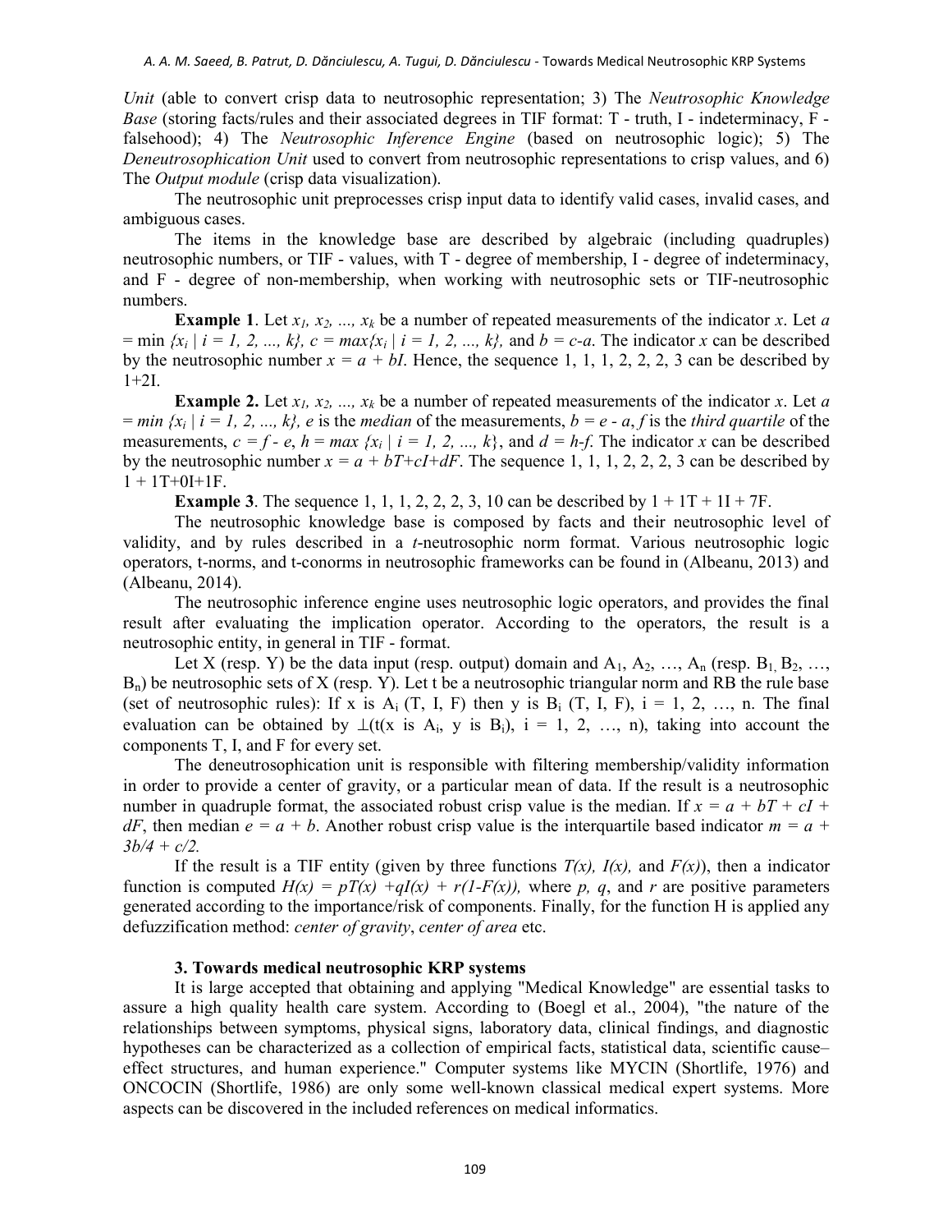*Unit* (able to convert crisp data to neutrosophic representation; 3) The *Neutrosophic Knowledge Base* (storing facts/rules and their associated degrees in TIF format: T - truth, I - indeterminacy, F - falsehood); 4) The *Neutrosophic Inference Engine* (based on neutrosophic logic); 5) The *Deneutrosophication Unit* used to convert from neutrosophic representations to crisp values, and 6) The *Output module* (crisp data visualization).

The neutrosophic unit preprocesses crisp input data to identify valid cases, invalid cases, and ambiguous cases.

The items in the knowledge base are described by algebraic (including quadruples) neutrosophic numbers, or TIF - values, with T - degree of membership, I - degree of indeterminacy, and F - degree of non-membership, when working with neutrosophic sets or TIF-neutrosophic numbers.

**Example 1**. Let $x_1, x_2, ..., x_k$ be a number of repeated measurements of the indicator $x$. Let $a = \min \{x_i \mid i = 1, 2, ..., k\}$, $c = \max\{x_i \mid i = 1, 2, ..., k\}$, and $b = c-a$. The indicator $x$ can be described by the neutrosophic number $x = a + bI$. Hence, the sequence 1, 1, 1, 2, 2, 2, 3 can be described by 1+2I.

**Example 2.** Let $x_1, x_2, ..., x_k$ be a number of repeated measurements of the indicator $x$. Let $a = \min \{x_i \mid i = 1, 2, ..., k\}$, $e$ is the *median* of the measurements, $b = e - a$, $f$ is the *third quartile* of the measurements, $c = f - e$, $h = \max \{x_i \mid i = 1, 2, ..., k\}$, and $d = h-f$. The indicator $x$ can be described by the neutrosophic number $x = a + bT+cI+dF$. The sequence 1, 1, 1, 2, 2, 2, 3 can be described by 1 + 1T+0I+1F.

**Example 3**. The sequence 1, 1, 1, 2, 2, 2, 3, 10 can be described by 1 + 1T + 1I + 7F.

The neutrosophic knowledge base is composed by facts and their neutrosophic level of validity, and by rules described in a *t*-neutrosophic norm format. Various neutrosophic logic operators, t-norms, and t-conorms in neutrosophic frameworks can be found in (Albeanu, 2013) and (Albeanu, 2014).

The neutrosophic inference engine uses neutrosophic logic operators, and provides the final result after evaluating the implication operator. According to the operators, the result is a neutrosophic entity, in general in TIF - format.

Let X (resp. Y) be the data input (resp. output) domain and $A_1, A_2, \ldots, A_n$ (resp. $B_1, B_2, \ldots, B_n$) be neutrosophic sets of X (resp. Y). Let t be a neutrosophic triangular norm and RB the rule base (set of neutrosophic rules): If x is $A_i$ (T, I, F) then y is $B_i$ (T, I, F), i = 1, 2, …, n. The final evaluation can be obtained by $\perp(t(x \text{ is } A_i, y \text{ is } B_i))$, i = 1, 2, …, n), taking into account the components T, I, and F for every set.

The deneutrosophication unit is responsible with filtering membership/validity information in order to provide a center of gravity, or a particular mean of data. If the result is a neutrosophic number in quadruple format, the associated robust crisp value is the median. If $x = a + bT + cI + dF$, then median $e = a + b$. Another robust crisp value is the interquartile based indicator $m = a + 3b/4 + c/2$.

If the result is a TIF entity (given by three functions $T(x)$, $I(x)$, and $F(x)$), then a indicator function is computed $H(x) = pT(x) + qI(x) + r(1-F(x))$, where $p$, $q$, and $r$ are positive parameters generated according to the importance/risk of components. Finally, for the function H is applied any defuzzification method: *center of gravity*, *center of area* etc.

### 3. Towards medical neutrosophic KRP systems

It is large accepted that obtaining and applying "Medical Knowledge" are essential tasks to assure a high quality health care system. According to (Boegl et al., 2004), "the nature of the relationships between symptoms, physical signs, laboratory data, clinical findings, and diagnostic hypotheses can be characterized as a collection of empirical facts, statistical data, scientific cause–effect structures, and human experience." Computer systems like MYCIN (Shortlife, 1976) and ONCOCIN (Shortlife, 1986) are only some well-known classical medical expert systems. More aspects can be discovered in the included references on medical informatics.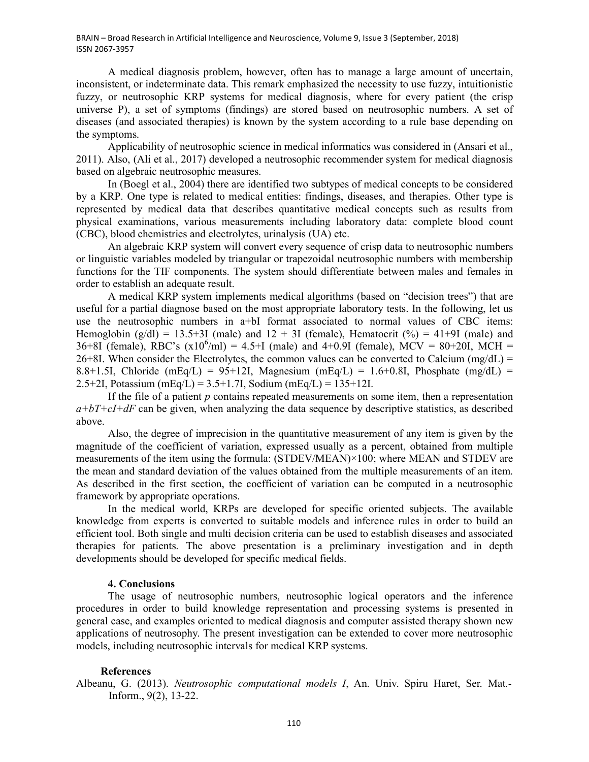A medical diagnosis problem, however, often has to manage a large amount of uncertain, inconsistent, or indeterminate data. This remark emphasized the necessity to use fuzzy, intuitionistic fuzzy, or neutrosophic KRP systems for medical diagnosis, where for every patient (the crisp universe P), a set of symptoms (findings) are stored based on neutrosophic numbers. A set of diseases (and associated therapies) is known by the system according to a rule base depending on the symptoms.

Applicability of neutrosophic science in medical informatics was considered in (Ansari et al., 2011). Also, (Ali et al., 2017) developed a neutrosophic recommender system for medical diagnosis based on algebraic neutrosophic measures.

In (Boegl et al., 2004) there are identified two subtypes of medical concepts to be considered by a KRP. One type is related to medical entities: findings, diseases, and therapies. Other type is represented by medical data that describes quantitative medical concepts such as results from physical examinations, various measurements including laboratory data: complete blood count (CBC), blood chemistries and electrolytes, urinalysis (UA) etc.

An algebraic KRP system will convert every sequence of crisp data to neutrosophic numbers or linguistic variables modeled by triangular or trapezoidal neutrosophic numbers with membership functions for the TIF components. The system should differentiate between males and females in order to establish an adequate result.

A medical KRP system implements medical algorithms (based on "decision trees") that are useful for a partial diagnose based on the most appropriate laboratory tests. In the following, let us use the neutrosophic numbers in a+bI format associated to normal values of CBC items: Hemoglobin (g/dl) = 13.5+3I (male) and 12 + 3I (female), Hematocrit (%) = 41+9I (male) and 36+8I (female), RBC's ($x10^6$/ml) = 4.5+I (male) and 4+0.9I (female), MCV = 80+20I, MCH = 26+8I. When consider the Electrolytes, the common values can be converted to Calcium (mg/dL) = 8.8+1.5I, Chloride (mEq/L) = 95+12I, Magnesium (mEq/L) = 1.6+0.8I, Phosphate (mg/dL) = 2.5+2I, Potassium (mEq/L) = 3.5+1.7I, Sodium (mEq/L) = 135+12I.

If the file of a patient *p* contains repeated measurements on some item, then a representation $a+bT+cI+dF$ can be given, when analyzing the data sequence by descriptive statistics, as described above.

Also, the degree of imprecision in the quantitative measurement of any item is given by the magnitude of the coefficient of variation, expressed usually as a percent, obtained from multiple measurements of the item using the formula: (STDEV/MEAN)×100; where MEAN and STDEV are the mean and standard deviation of the values obtained from the multiple measurements of an item. As described in the first section, the coefficient of variation can be computed in a neutrosophic framework by appropriate operations.

In the medical world, KRPs are developed for specific oriented subjects. The available knowledge from experts is converted to suitable models and inference rules in order to build an efficient tool. Both single and multi decision criteria can be used to establish diseases and associated therapies for patients. The above presentation is a preliminary investigation and in depth developments should be developed for specific medical fields.

## 4. Conclusions

The usage of neutrosophic numbers, neutrosophic logical operators and the inference procedures in order to build knowledge representation and processing systems is presented in general case, and examples oriented to medical diagnosis and computer assisted therapy shown new applications of neutrosophy. The present investigation can be extended to cover more neutrosophic models, including neutrosophic intervals for medical KRP systems.

## References

Albeanu, G. (2013). *Neutrosophic computational models I*, An. Univ. Spiru Haret, Ser. Mat.-Inform., 9(2), 13-22.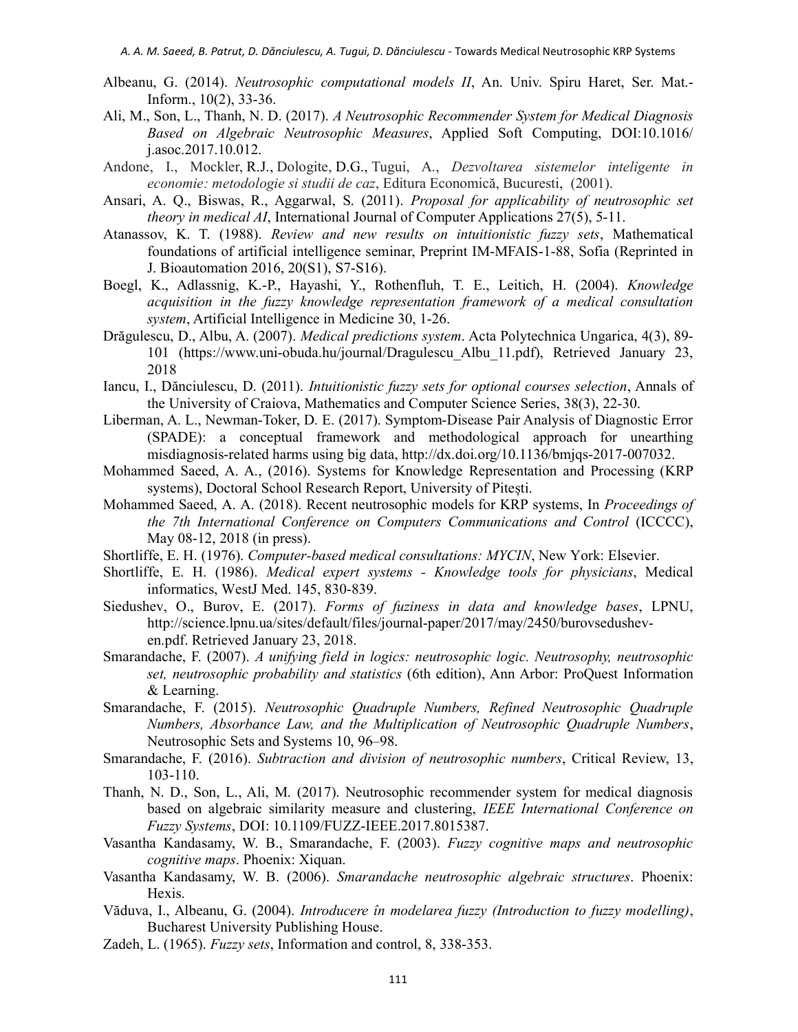Albeanu, G. (2014). *Neutrosophic computational models II*, An. Univ. Spiru Haret, Ser. Mat.-Inform., 10(2), 33-36.

Ali, M., Son, L., Thanh, N. D. (2017). *A Neutrosophic Recommender System for Medical Diagnosis Based on Algebraic Neutrosophic Measures*, Applied Soft Computing, DOI:10.1016/j.asoc.2017.10.012.

Andone, I., Mockler, R.J., Dologite, D.G., Tugui, A., *Dezvoltarea sistemelor inteligente in economie: metodologie si studii de caz*, Editura Economică, Bucuresti, (2001).

Ansari, A. Q., Biswas, R., Aggarwal, S. (2011). *Proposal for applicability of neutrosophic set theory in medical AI*, International Journal of Computer Applications 27(5), 5-11.

Atanassov, K. T. (1988). *Review and new results on intuitionistic fuzzy sets*, Mathematical foundations of artificial intelligence seminar, Preprint IM-MFAIS-1-88, Sofia (Reprinted in J. Bioautomation 2016, 20(S1), S7-S16).

Boegl, K., Adlassnig, K.-P., Hayashi, Y., Rothenfluh, T. E., Leitich, H. (2004). *Knowledge acquisition in the fuzzy knowledge representation framework of a medical consultation system*, Artificial Intelligence in Medicine 30, 1-26.

Drăgulescu, D., Albu, A. (2007). *Medical predictions system*. Acta Polytechnica Ungarica, 4(3), 89-101 (https://www.uni-obuda.hu/journal/Dragulescu_Albu_11.pdf), Retrieved January 23, 2018

Iancu, I., Dănciulescu, D. (2011). *Intuitionistic fuzzy sets for optional courses selection*, Annals of the University of Craiova, Mathematics and Computer Science Series, 38(3), 22-30.

Liberman, A. L., Newman-Toker, D. E. (2017). Symptom-Disease Pair Analysis of Diagnostic Error (SPADE): a conceptual framework and methodological approach for unearthing misdiagnosis-related harms using big data, http://dx.doi.org/10.1136/bmjqs-2017-007032.

Mohammed Saeed, A. A., (2016). Systems for Knowledge Representation and Processing (KRP systems), Doctoral School Research Report, University of Pitești.

Mohammed Saeed, A. A. (2018). Recent neutrosophic models for KRP systems, In *Proceedings of the 7th International Conference on Computers Communications and Control* (ICCCC), May 08-12, 2018 (in press).

Shortliffe, E. H. (1976). *Computer-based medical consultations: MYCIN*, New York: Elsevier.

Shortliffe, E. H. (1986). *Medical expert systems - Knowledge tools for physicians*, Medical informatics, WestJ Med. 145, 830-839.

Siedushev, O., Burov, E. (2017). *Forms of fuziness in data and knowledge bases*, LPNU, http://science.lpnu.ua/sites/default/files/journal-paper/2017/may/2450/burovsedushev-en.pdf. Retrieved January 23, 2018.

Smarandache, F. (2007). *A unifying field in logics: neutrosophic logic. Neutrosophy, neutrosophic set, neutrosophic probability and statistics* (6th edition), Ann Arbor: ProQuest Information & Learning.

Smarandache, F. (2015). *Neutrosophic Quadruple Numbers, Refined Neutrosophic Quadruple Numbers, Absorbance Law, and the Multiplication of Neutrosophic Quadruple Numbers*, Neutrosophic Sets and Systems 10, 96–98.

Smarandache, F. (2016). *Subtraction and division of neutrosophic numbers*, Critical Review, 13, 103-110.

Thanh, N. D., Son, L., Ali, M. (2017). Neutrosophic recommender system for medical diagnosis based on algebraic similarity measure and clustering, *IEEE International Conference on Fuzzy Systems*, DOI: 10.1109/FUZZ-IEEE.2017.8015387.

Vasantha Kandasamy, W. B., Smarandache, F. (2003). *Fuzzy cognitive maps and neutrosophic cognitive maps*. Phoenix: Xiquan.

Vasantha Kandasamy, W. B. (2006). *Smarandache neutrosophic algebraic structures*. Phoenix: Hexis.

Văduva, I., Albeanu, G. (2004). *Introducere în modelarea fuzzy (Introduction to fuzzy modelling)*, Bucharest University Publishing House.

Zadeh, L. (1965). *Fuzzy sets*, Information and control, 8, 338-353.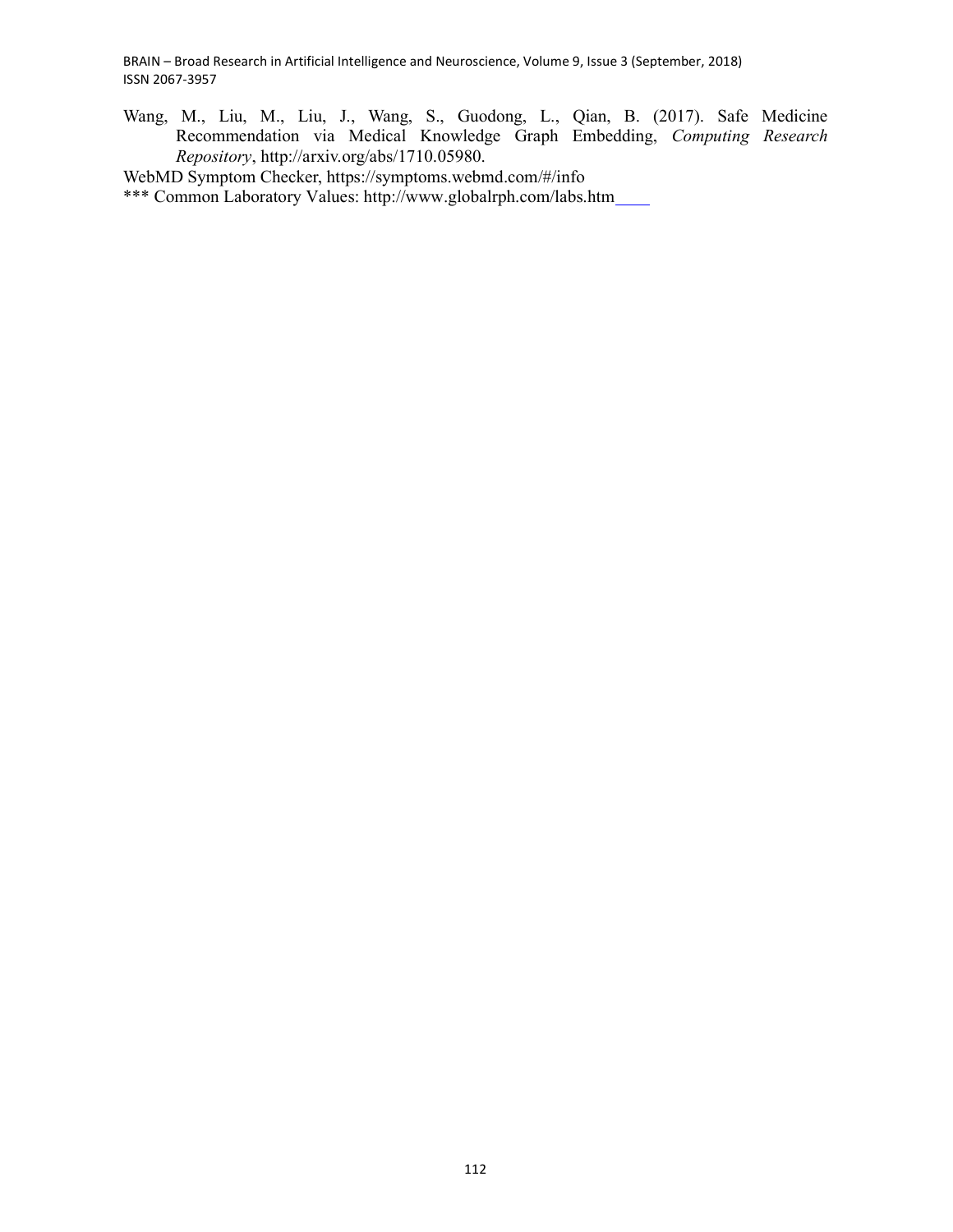Wang, M., Liu, M., Liu, J., Wang, S., Guodong, L., Qian, B. (2017). Safe Medicine Recommendation via Medical Knowledge Graph Embedding, *Computing Research Repository*, http://arxiv.org/abs/1710.05980.

WebMD Symptom Checker, https://symptoms.webmd.com/#/info

*** Common Laboratory Values: http://www.globalrph.com/labs.htm